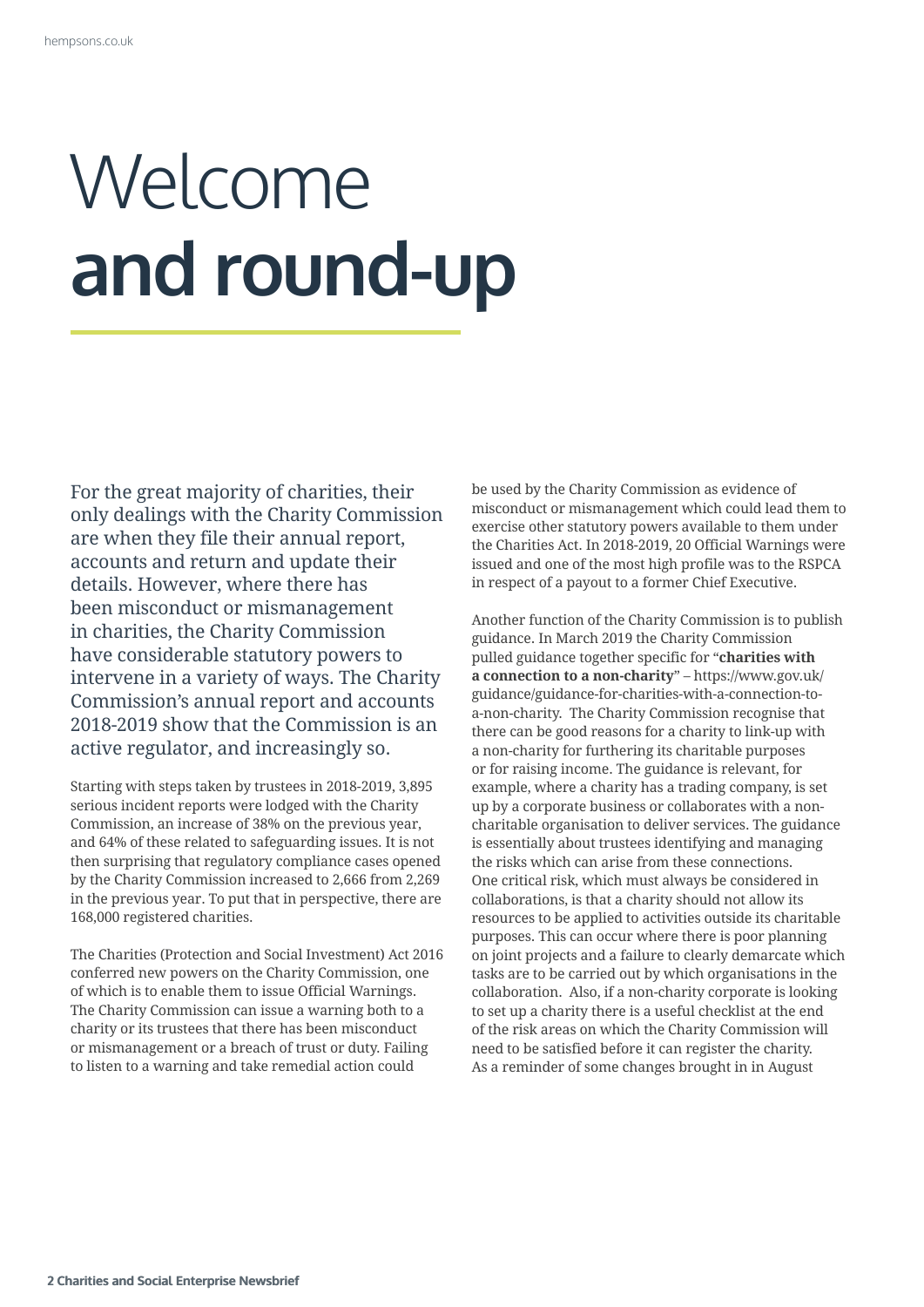# Welcome **and round-up**

For the great majority of charities, their only dealings with the Charity Commission are when they file their annual report, accounts and return and update their details. However, where there has been misconduct or mismanagement in charities, the Charity Commission have considerable statutory powers to intervene in a variety of ways. The Charity Commission's annual report and accounts 2018-2019 show that the Commission is an active regulator, and increasingly so.

Starting with steps taken by trustees in 2018-2019, 3,895 serious incident reports were lodged with the Charity Commission, an increase of 38% on the previous year, and 64% of these related to safeguarding issues. It is not then surprising that regulatory compliance cases opened by the Charity Commission increased to 2,666 from 2,269 in the previous year. To put that in perspective, there are 168,000 registered charities.

The Charities (Protection and Social Investment) Act 2016 conferred new powers on the Charity Commission, one of which is to enable them to issue Official Warnings. The Charity Commission can issue a warning both to a charity or its trustees that there has been misconduct or mismanagement or a breach of trust or duty. Failing to listen to a warning and take remedial action could be used by the Charity Commission as evidence of misconduct or mismanagement which could lead them to exercise other statutory powers available to them under the Charities Act. In 2018-2019, 20 Official Warnings were issued and one of the most high profile was to the RSPCA in respect of a payout to a former Chief Executive.

Another function of the Charity Commission is to publish guidance. In March 2019 the Charity Commission pulled guidance together specific for "**charities with a connection to a non-charity**" – https://www.gov.uk/guidance/guidance-for-charities-with-a-connection-to-a-non-charity. The Charity Commission recognise that there can be good reasons for a charity to link-up with a non-charity for furthering its charitable purposes or for raising income. The guidance is relevant, for example, where a charity has a trading company, is set up by a corporate business or collaborates with a non-charitable organisation to deliver services. The guidance is essentially about trustees identifying and managing the risks which can arise from these connections. One critical risk, which must always be considered in collaborations, is that a charity should not allow its resources to be applied to activities outside its charitable purposes. This can occur where there is poor planning on joint projects and a failure to clearly demarcate which tasks are to be carried out by which organisations in the collaboration. Also, if a non-charity corporate is looking to set up a charity there is a useful checklist at the end of the risk areas on which the Charity Commission will need to be satisfied before it can register the charity. As a reminder of some changes brought in in August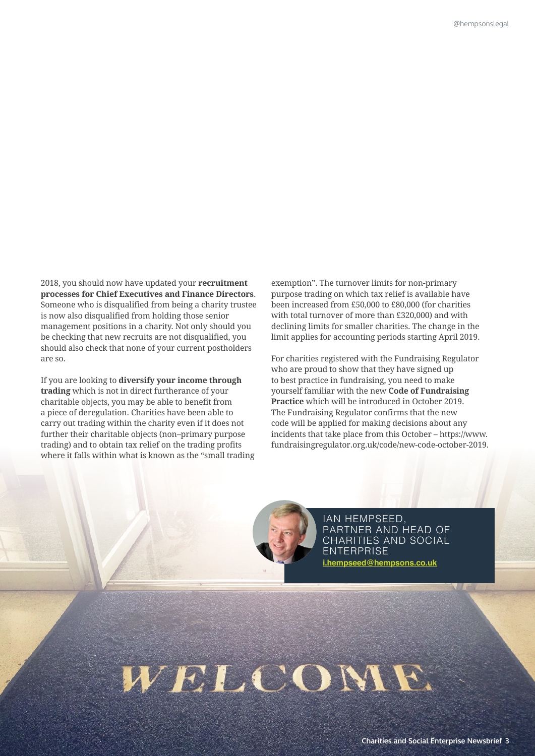2018, you should now have updated your **recruitment processes for Chief Executives and Finance Directors**. Someone who is disqualified from being a charity trustee is now also disqualified from holding those senior management positions in a charity. Not only should you be checking that new recruits are not disqualified, you should also check that none of your current postholders are so.

If you are looking to **diversify your income through trading** which is not in direct furtherance of your charitable objects, you may be able to benefit from a piece of deregulation. Charities have been able to carry out trading within the charity even if it does not further their charitable objects (non–primary purpose trading) and to obtain tax relief on the trading profits where it falls within what is known as the "small trading exemption". The turnover limits for non-primary purpose trading on which tax relief is available have been increased from £50,000 to £80,000 (for charities with total turnover of more than £320,000) and with declining limits for smaller charities. The change in the limit applies for accounting periods starting April 2019.

For charities registered with the Fundraising Regulator who are proud to show that they have signed up to best practice in fundraising, you need to make yourself familiar with the new **Code of Fundraising Practice** which will be introduced in October 2019. The Fundraising Regulator confirms that the new code will be applied for making decisions about any incidents that take place from this October – https://www.fundraisingregulator.org.uk/code/new-code-october-2019.

IAN HEMPSEED, PARTNER AND HEAD OF CHARITIES AND SOCIAL ENTERPRISE
i.hempseed@hempsons.co.uk